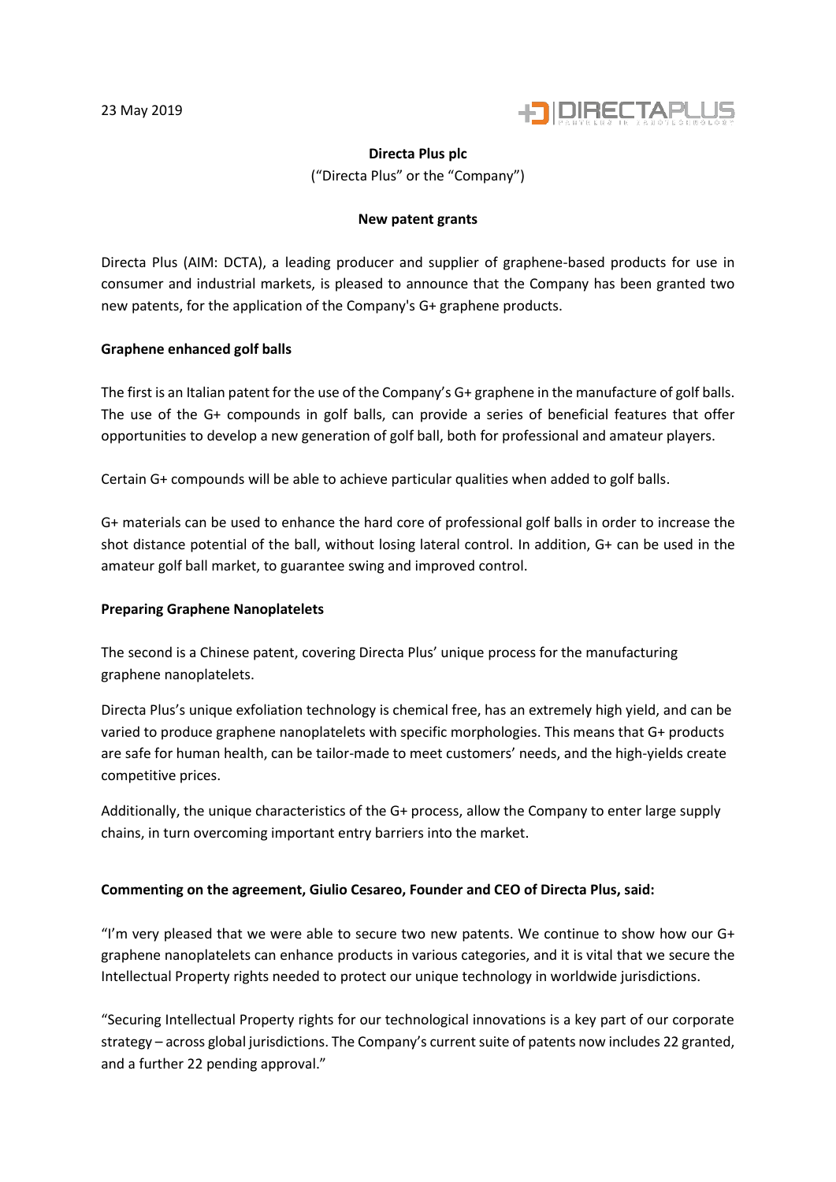23 May 2019

**Directa Plus plc**

("Directa Plus" or the "Company")

**New patent grants**

Directa Plus (AIM: DCTA), a leading producer and supplier of graphene-based products for use in consumer and industrial markets, is pleased to announce that the Company has been granted two new patents, for the application of the Company's G+ graphene products.

**Graphene enhanced golf balls**

The first is an Italian patent for the use of the Company's G+ graphene in the manufacture of golf balls. The use of the G+ compounds in golf balls, can provide a series of beneficial features that offer opportunities to develop a new generation of golf ball, both for professional and amateur players.

Certain G+ compounds will be able to achieve particular qualities when added to golf balls.

G+ materials can be used to enhance the hard core of professional golf balls in order to increase the shot distance potential of the ball, without losing lateral control. In addition, G+ can be used in the amateur golf ball market, to guarantee swing and improved control.

**Preparing Graphene Nanoplatelets**

The second is a Chinese patent, covering Directa Plus' unique process for the manufacturing graphene nanoplatelets.

Directa Plus's unique exfoliation technology is chemical free, has an extremely high yield, and can be varied to produce graphene nanoplatelets with specific morphologies. This means that G+ products are safe for human health, can be tailor-made to meet customers' needs, and the high-yields create competitive prices.

Additionally, the unique characteristics of the G+ process, allow the Company to enter large supply chains, in turn overcoming important entry barriers into the market.

**Commenting on the agreement, Giulio Cesareo, Founder and CEO of Directa Plus, said:**

"I'm very pleased that we were able to secure two new patents. We continue to show how our G+ graphene nanoplatelets can enhance products in various categories, and it is vital that we secure the Intellectual Property rights needed to protect our unique technology in worldwide jurisdictions.

"Securing Intellectual Property rights for our technological innovations is a key part of our corporate strategy – across global jurisdictions. The Company's current suite of patents now includes 22 granted, and a further 22 pending approval."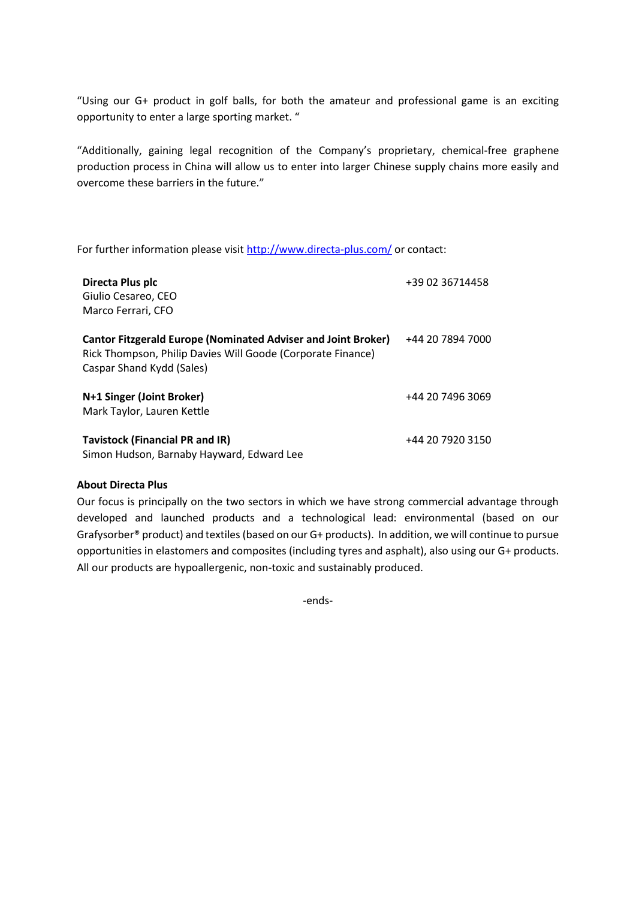"Using our G+ product in golf balls, for both the amateur and professional game is an exciting opportunity to enter a large sporting market. "

"Additionally, gaining legal recognition of the Company's proprietary, chemical-free graphene production process in China will allow us to enter into larger Chinese supply chains more easily and overcome these barriers in the future."

For further information please visit [http://www.directa-plus.com/](http://www.directa-plus.com/) or contact:

| | |
|---|---|
| **Directa Plus plc**<br>Giulio Cesareo, CEO<br>Marco Ferrari, CFO | +39 02 36714458 |
| **Cantor Fitzgerald Europe (Nominated Adviser and Joint Broker)**<br>Rick Thompson, Philip Davies Will Goode (Corporate Finance)<br>Caspar Shand Kydd (Sales) | +44 20 7894 7000 |
| **N+1 Singer (Joint Broker)**<br>Mark Taylor, Lauren Kettle | +44 20 7496 3069 |
| **Tavistock (Financial PR and IR)**<br>Simon Hudson, Barnaby Hayward, Edward Lee | +44 20 7920 3150 |

**About Directa Plus**

Our focus is principally on the two sectors in which we have strong commercial advantage through developed and launched products and a technological lead: environmental (based on our Grafysorber® product) and textiles (based on our G+ products). In addition, we will continue to pursue opportunities in elastomers and composites (including tyres and asphalt), also using our G+ products. All our products are hypoallergenic, non-toxic and sustainably produced.

-ends-